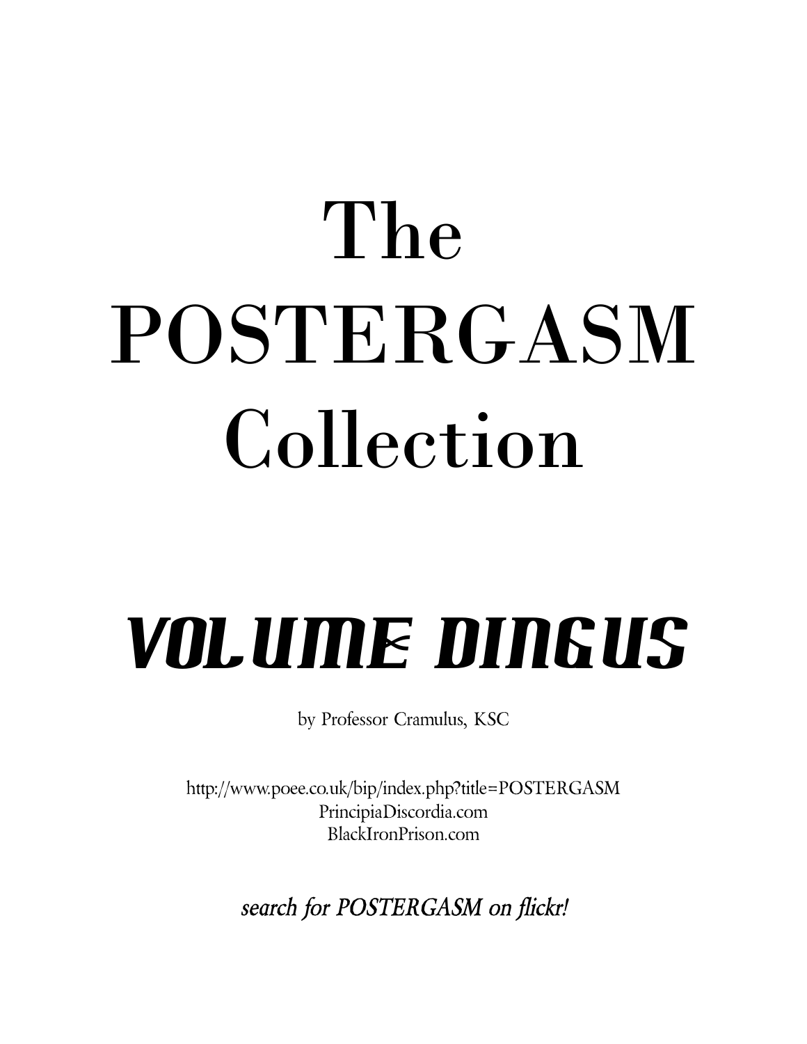# The POSTERGASM Collection

## VOLUME DINGUS

by Professor Cramulus, KSC

http://www.poee.co.uk/bip/index.php?title=POSTERGASM
PrincipiaDiscordia.com
BlackIronPrison.com

*search for POSTERGASM on flickr!*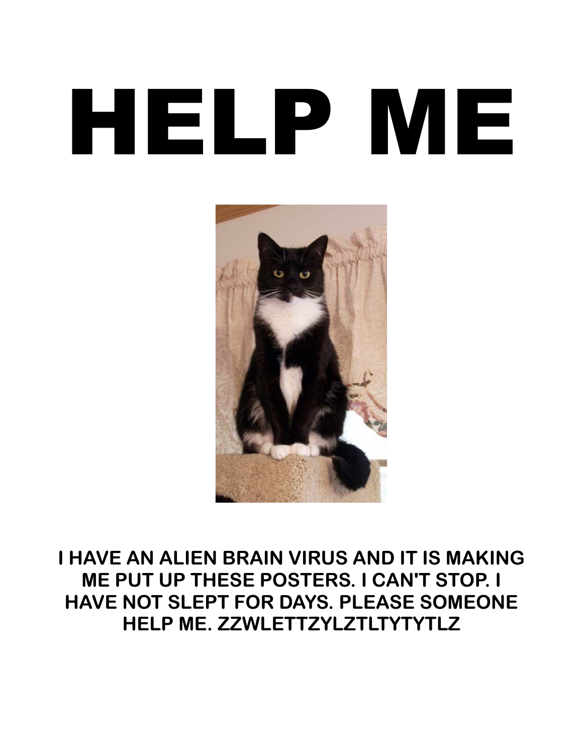# HELP ME

**I HAVE AN ALIEN BRAIN VIRUS AND IT IS MAKING ME PUT UP THESE POSTERS. I CAN'T STOP. I HAVE NOT SLEPT FOR DAYS. PLEASE SOMEONE HELP ME. ZZWLETTZYLZTLTYTYTLZ**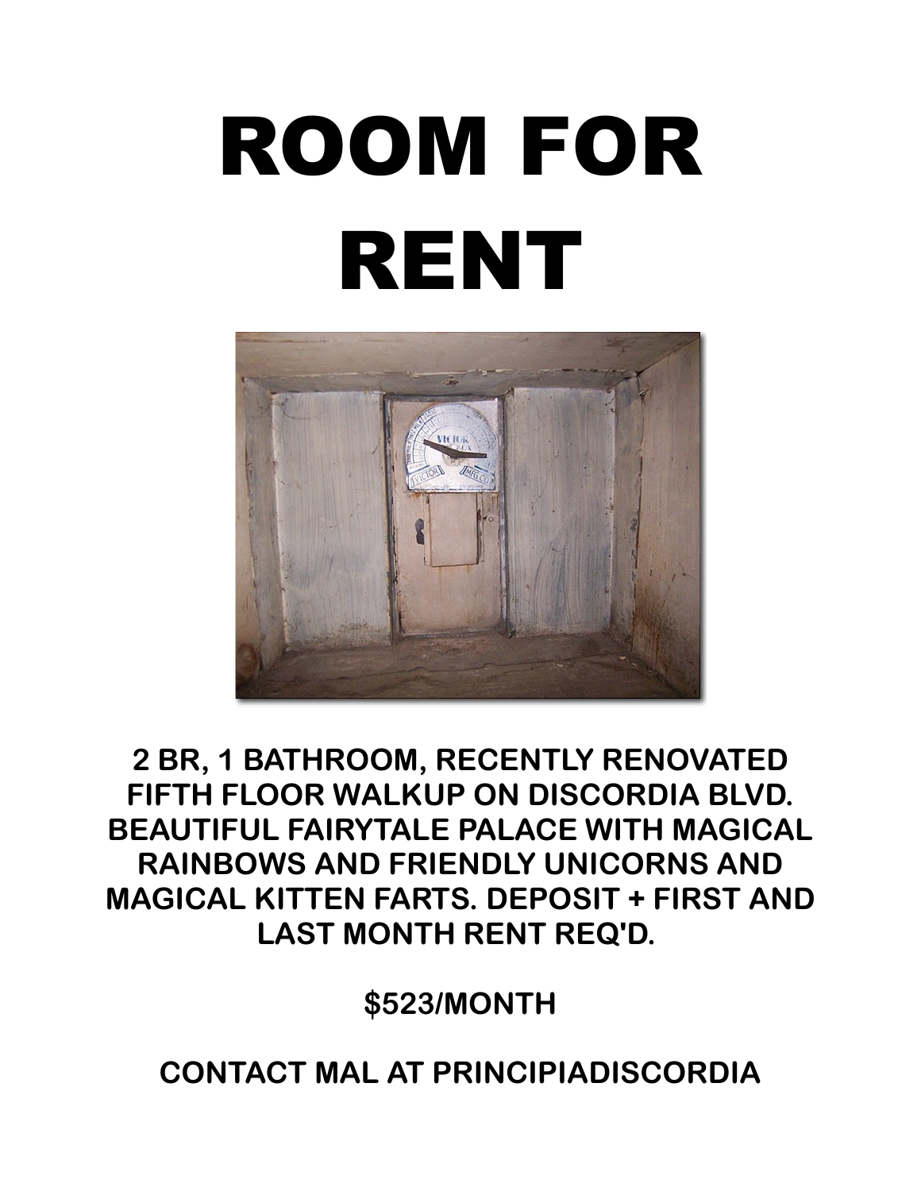# ROOM FOR RENT

**2 BR, 1 BATHROOM, RECENTLY RENOVATED FIFTH FLOOR WALKUP ON DISCORDIA BLVD. BEAUTIFUL FAIRYTALE PALACE WITH MAGICAL RAINBOWS AND FRIENDLY UNICORNS AND MAGICAL KITTEN FARTS. DEPOSIT + FIRST AND LAST MONTH RENT REQ'D.**

**$523/MONTH**

**CONTACT MAL AT PRINCIPIADISCORDIA**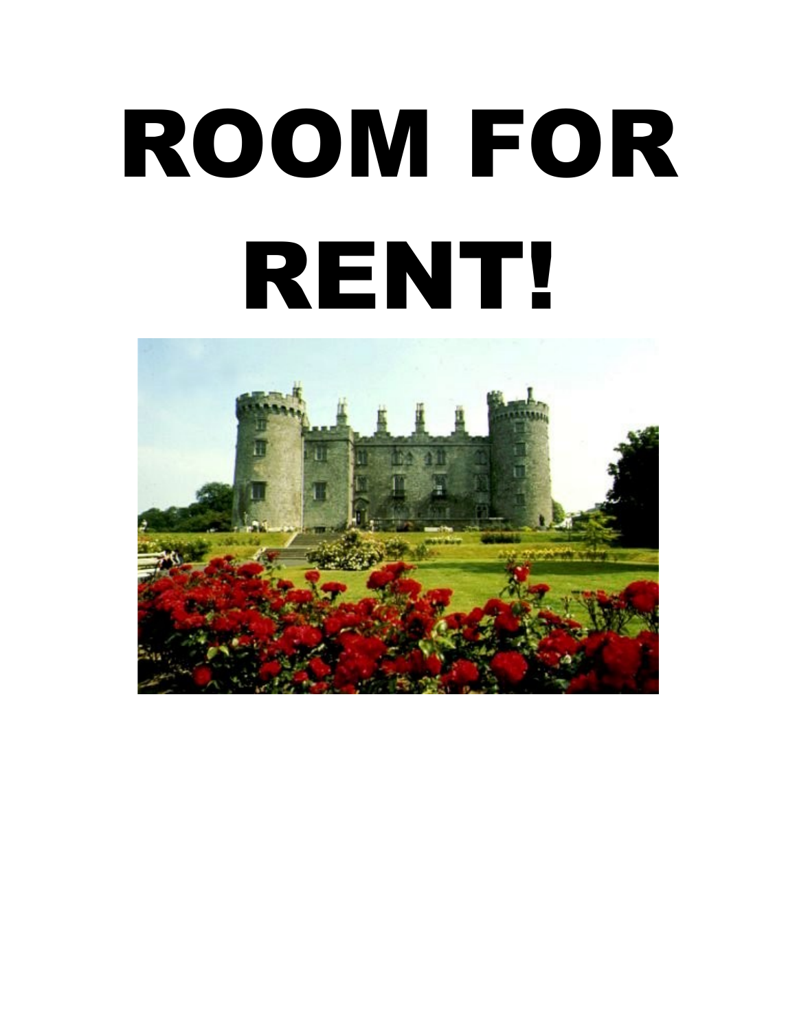# ROOM FOR RENT!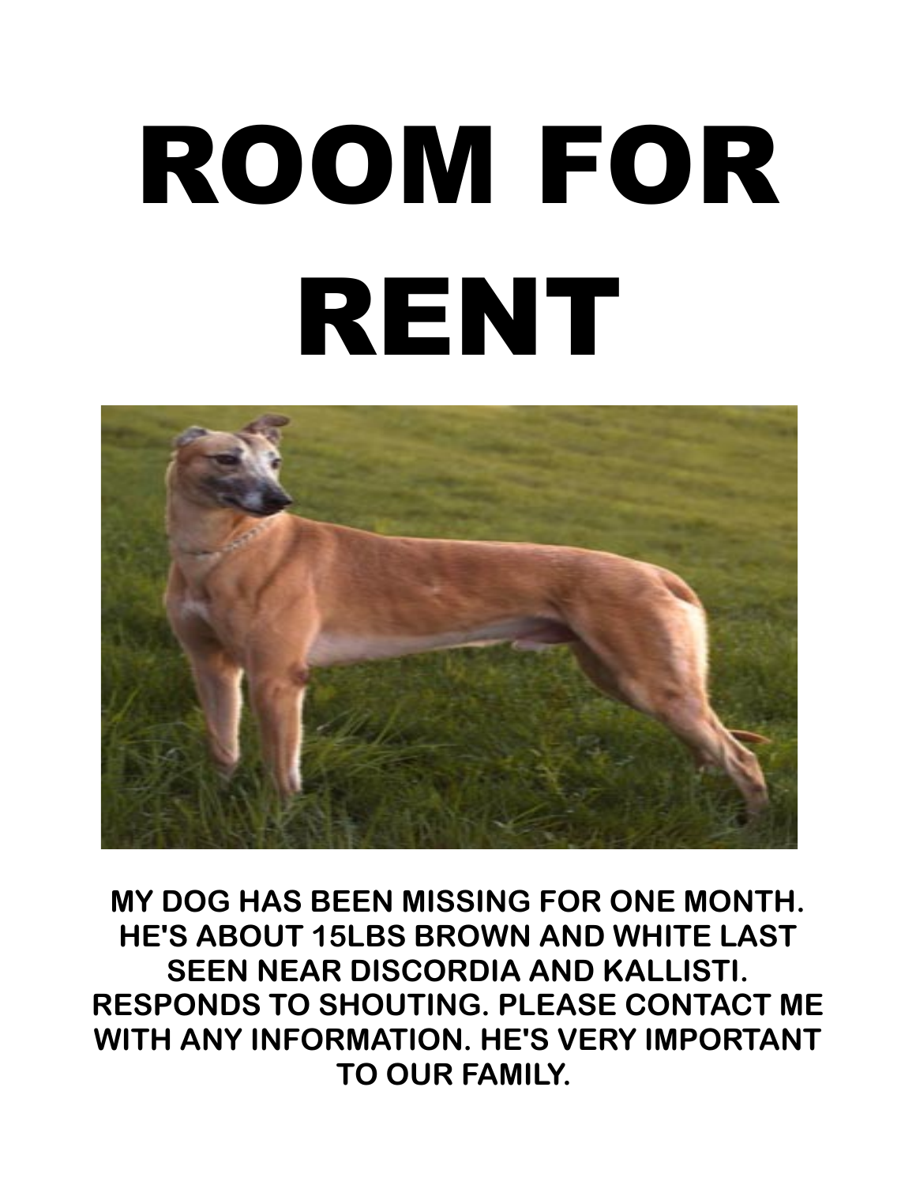# ROOM FOR RENT

**MY DOG HAS BEEN MISSING FOR ONE MONTH. HE'S ABOUT 15LBS BROWN AND WHITE LAST SEEN NEAR DISCORDIA AND KALLISTI. RESPONDS TO SHOUTING. PLEASE CONTACT ME WITH ANY INFORMATION. HE'S VERY IMPORTANT TO OUR FAMILY.**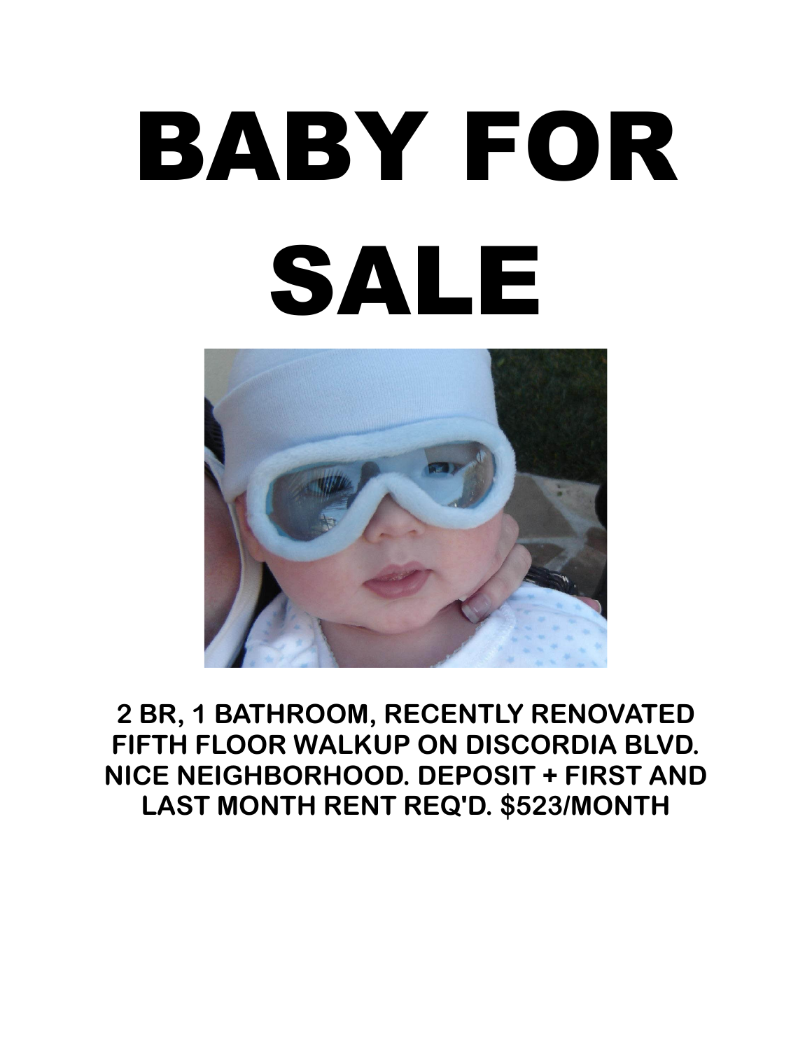# BABY FOR SALE

**2 BR, 1 BATHROOM, RECENTLY RENOVATED FIFTH FLOOR WALKUP ON DISCORDIA BLVD. NICE NEIGHBORHOOD. DEPOSIT + FIRST AND LAST MONTH RENT REQ'D. $523/MONTH**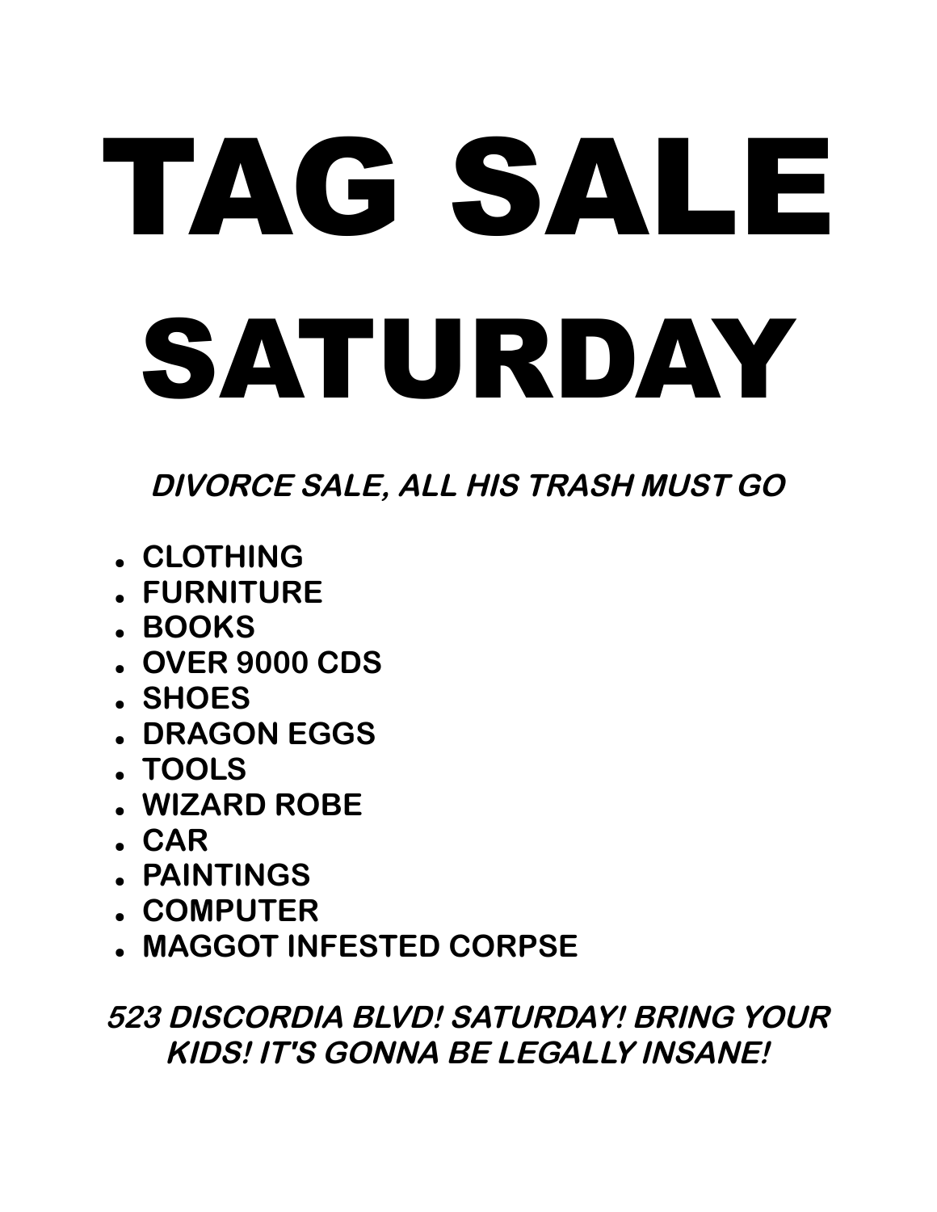# TAG SALE

# SATURDAY

***DIVORCE SALE, ALL HIS TRASH MUST GO***

- **CLOTHING**
- **FURNITURE**
- **BOOKS**
- **OVER 9000 CDS**
- **SHOES**
- **DRAGON EGGS**
- **TOOLS**
- **WIZARD ROBE**
- **CAR**
- **PAINTINGS**
- **COMPUTER**
- **MAGGOT INFESTED CORPSE**

***523 DISCORDIA BLVD! SATURDAY! BRING YOUR KIDS! IT'S GONNA BE LEGALLY INSANE!***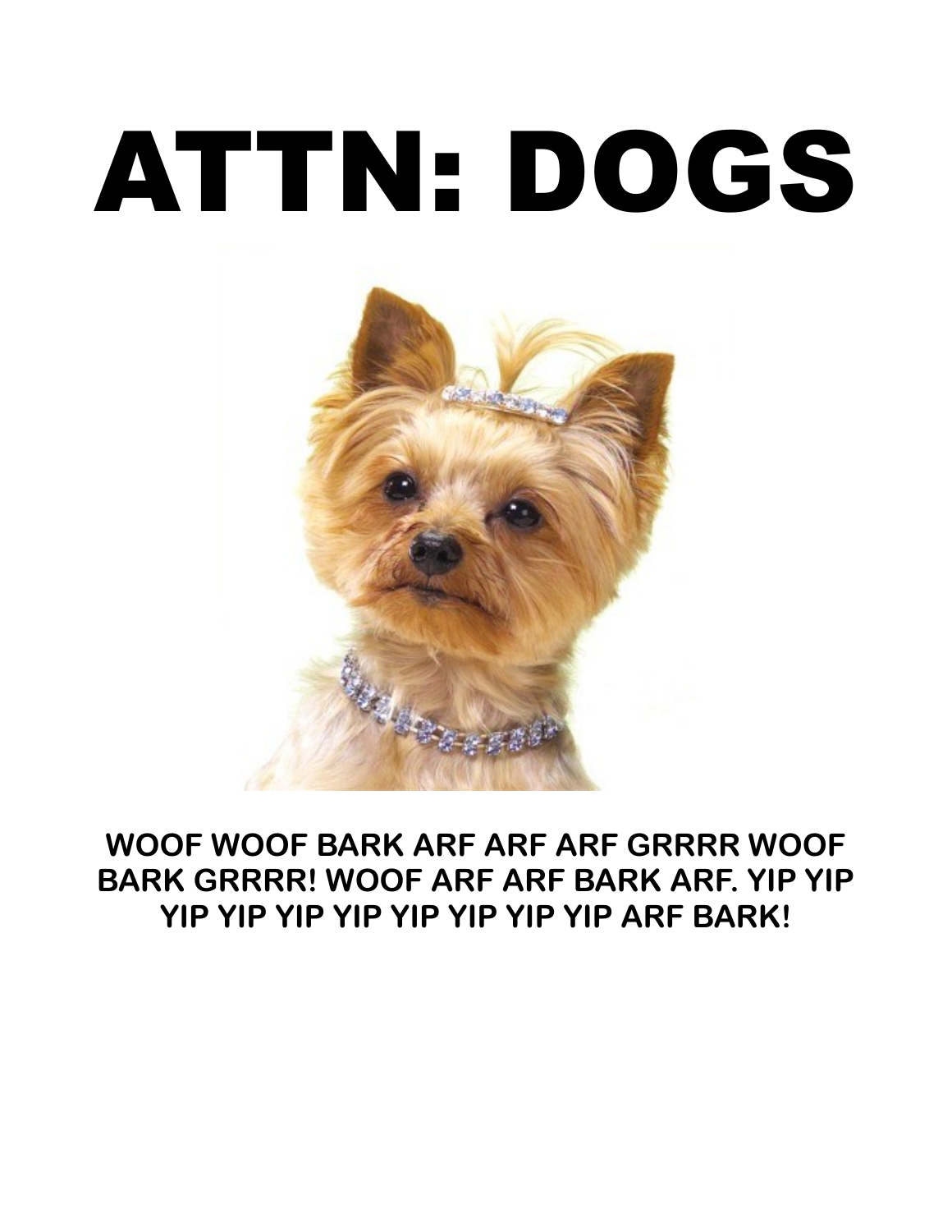# ATTN: DOGS

**WOOF WOOF BARK ARF ARF ARF GRRRR WOOF BARK GRRRR! WOOF ARF ARF BARK ARF. YIP YIP YIP YIP YIP YIP YIP YIP YIP YIP ARF BARK!**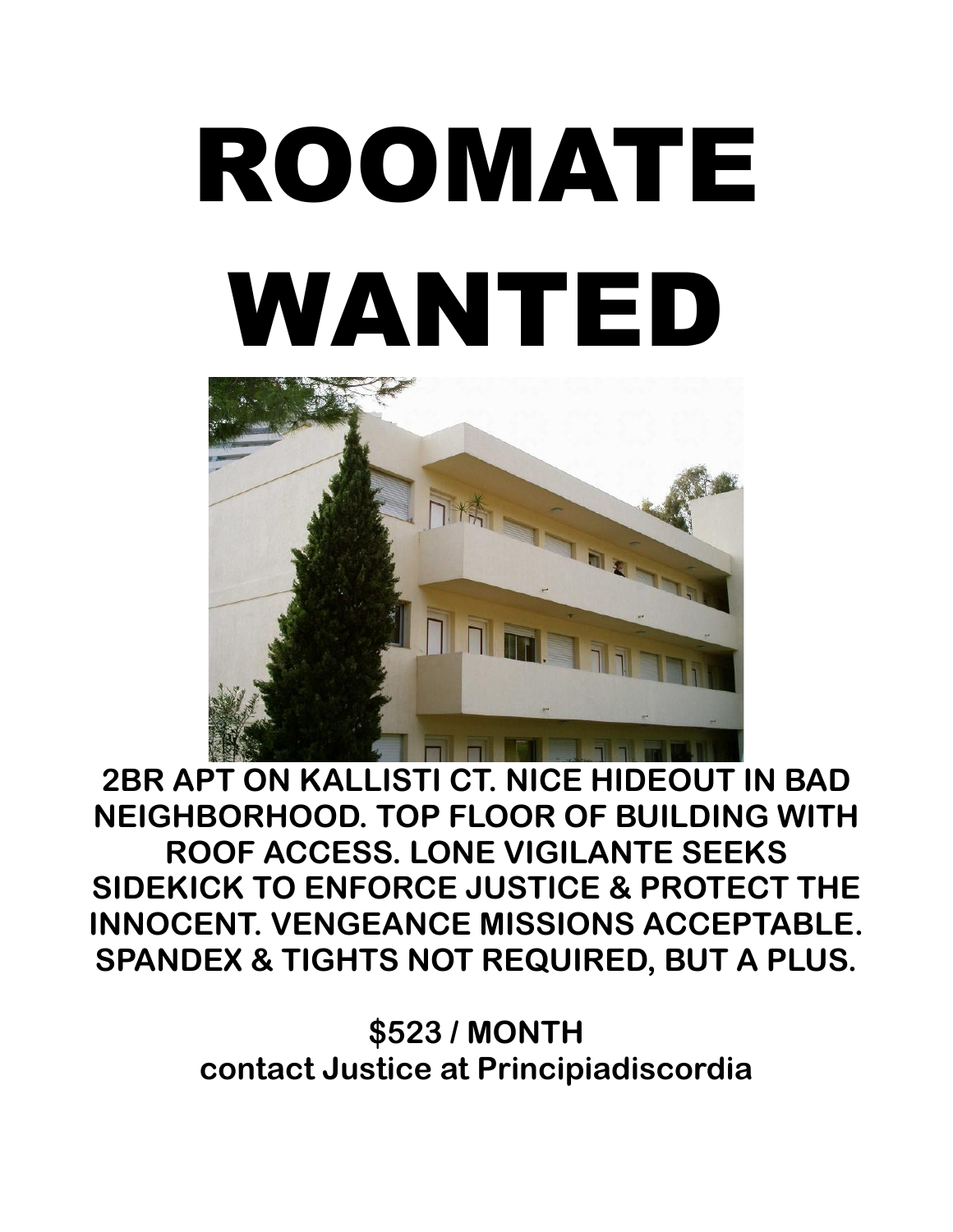# ROOMATE WANTED

**2BR APT ON KALLISTI CT. NICE HIDEOUT IN BAD NEIGHBORHOOD. TOP FLOOR OF BUILDING WITH ROOF ACCESS. LONE VIGILANTE SEEKS SIDEKICK TO ENFORCE JUSTICE & PROTECT THE INNOCENT. VENGEANCE MISSIONS ACCEPTABLE. SPANDEX & TIGHTS NOT REQUIRED, BUT A PLUS.**

**$523 / MONTH**
**contact Justice at Principiadiscordia**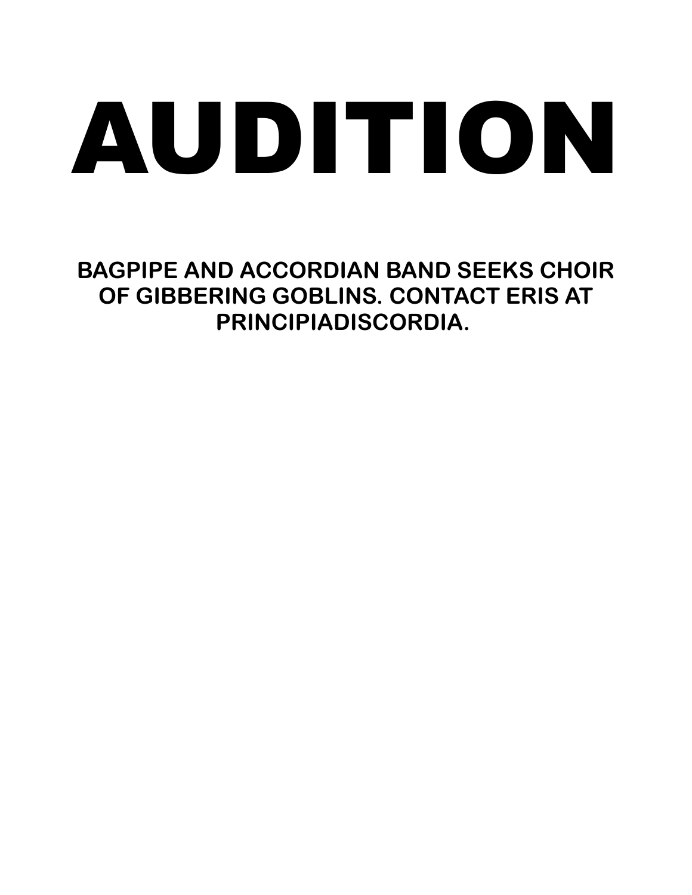# AUDITION

**BAGPIPE AND ACCORDIAN BAND SEEKS CHOIR OF GIBBERING GOBLINS. CONTACT ERIS AT PRINCIPIADISCORDIA.**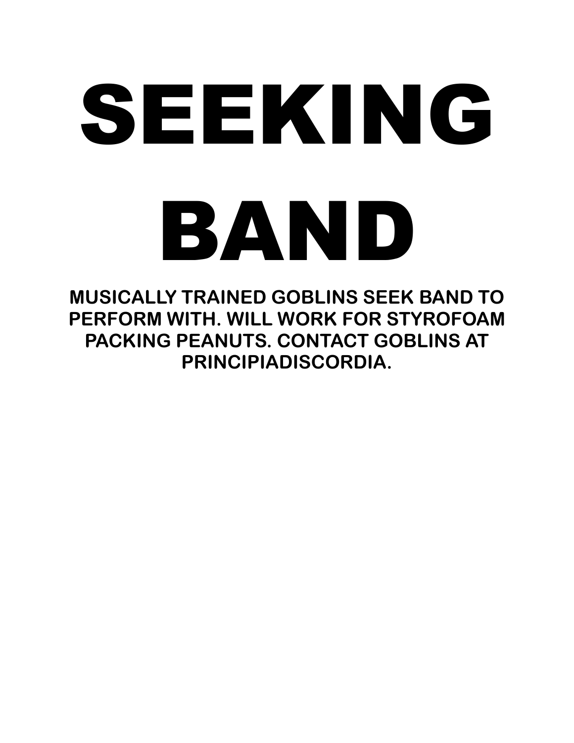# SEEKING BAND

**MUSICALLY TRAINED GOBLINS SEEK BAND TO PERFORM WITH. WILL WORK FOR STYROFOAM PACKING PEANUTS. CONTACT GOBLINS AT PRINCIPIADISCORDIA.**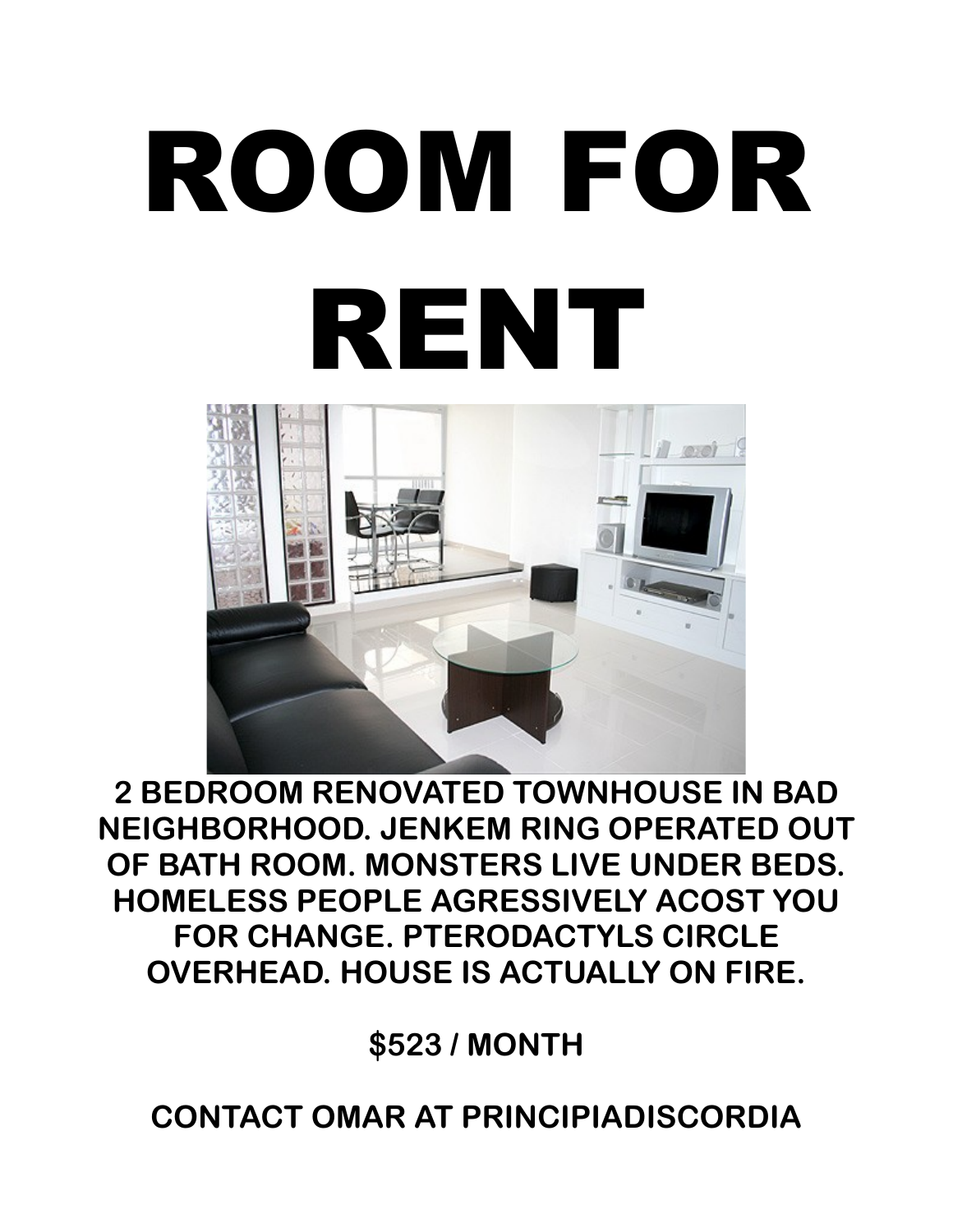# ROOM FOR RENT

**2 BEDROOM RENOVATED TOWNHOUSE IN BAD NEIGHBORHOOD. JENKEM RING OPERATED OUT OF BATH ROOM. MONSTERS LIVE UNDER BEDS. HOMELESS PEOPLE AGRESSIVELY ACOST YOU FOR CHANGE. PTERODACTYLS CIRCLE OVERHEAD. HOUSE IS ACTUALLY ON FIRE.**

**$523 / MONTH**

**CONTACT OMAR AT PRINCIPIADISCORDIA**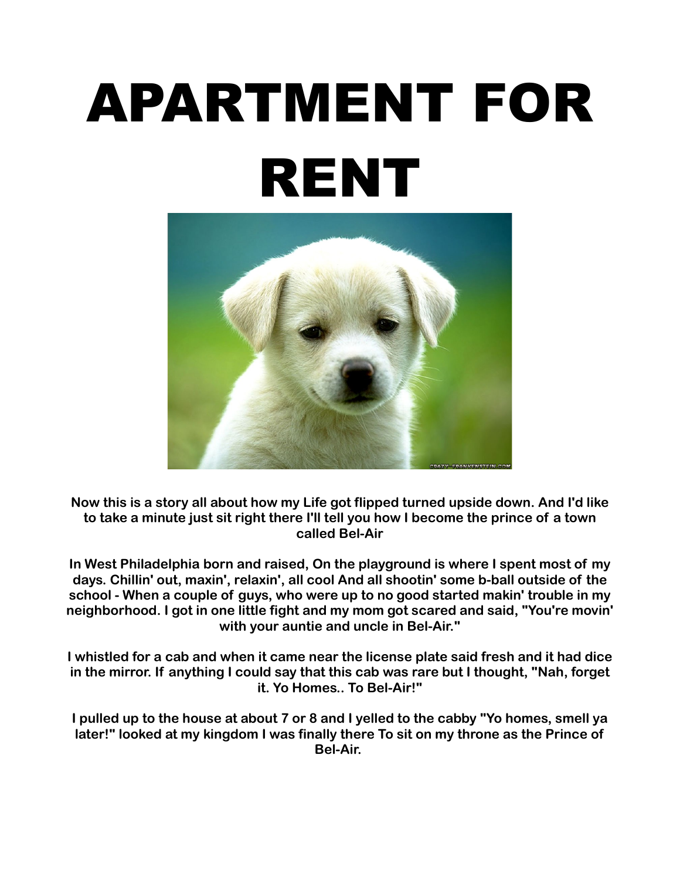# APARTMENT FOR RENT

**Now this is a story all about how my Life got flipped turned upside down. And I'd like to take a minute just sit right there I'll tell you how I become the prince of a town called Bel-Air**

**In West Philadelphia born and raised, On the playground is where I spent most of my days. Chillin' out, maxin', relaxin', all cool And all shootin' some b-ball outside of the school - When a couple of guys, who were up to no good started makin' trouble in my neighborhood. I got in one little fight and my mom got scared and said, "You're movin' with your auntie and uncle in Bel-Air."**

**I whistled for a cab and when it came near the license plate said fresh and it had dice in the mirror. If anything I could say that this cab was rare but I thought, "Nah, forget it. Yo Homes.. To Bel-Air!"**

**I pulled up to the house at about 7 or 8 and I yelled to the cabby "Yo homes, smell ya later!" looked at my kingdom I was finally there To sit on my throne as the Prince of Bel-Air.**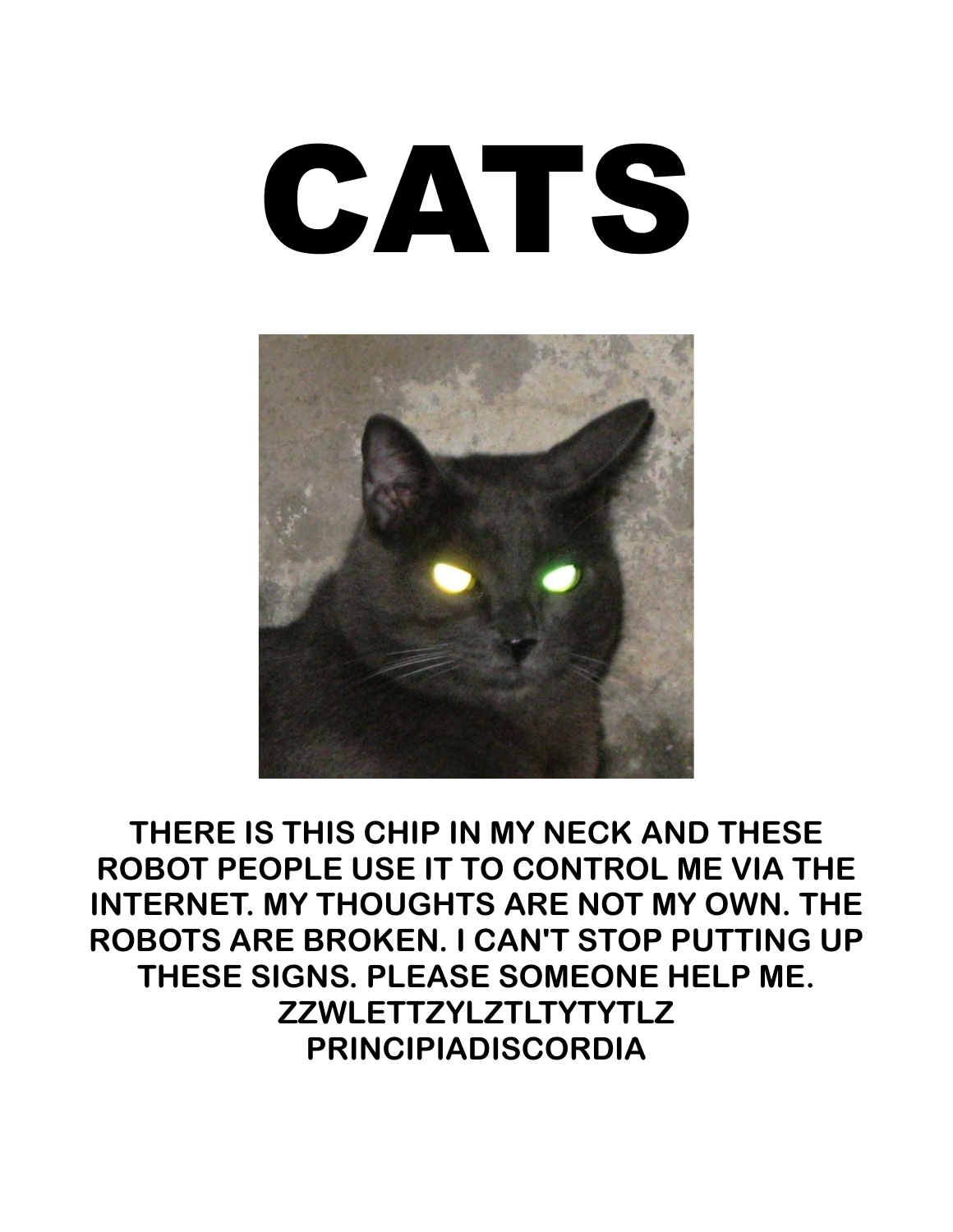# CATS

**THERE IS THIS CHIP IN MY NECK AND THESE ROBOT PEOPLE USE IT TO CONTROL ME VIA THE INTERNET. MY THOUGHTS ARE NOT MY OWN. THE ROBOTS ARE BROKEN. I CAN'T STOP PUTTING UP THESE SIGNS. PLEASE SOMEONE HELP ME.**
**ZZWLETTZYLZTLTYTYTLZ**
**PRINCIPIADISCORDIA**